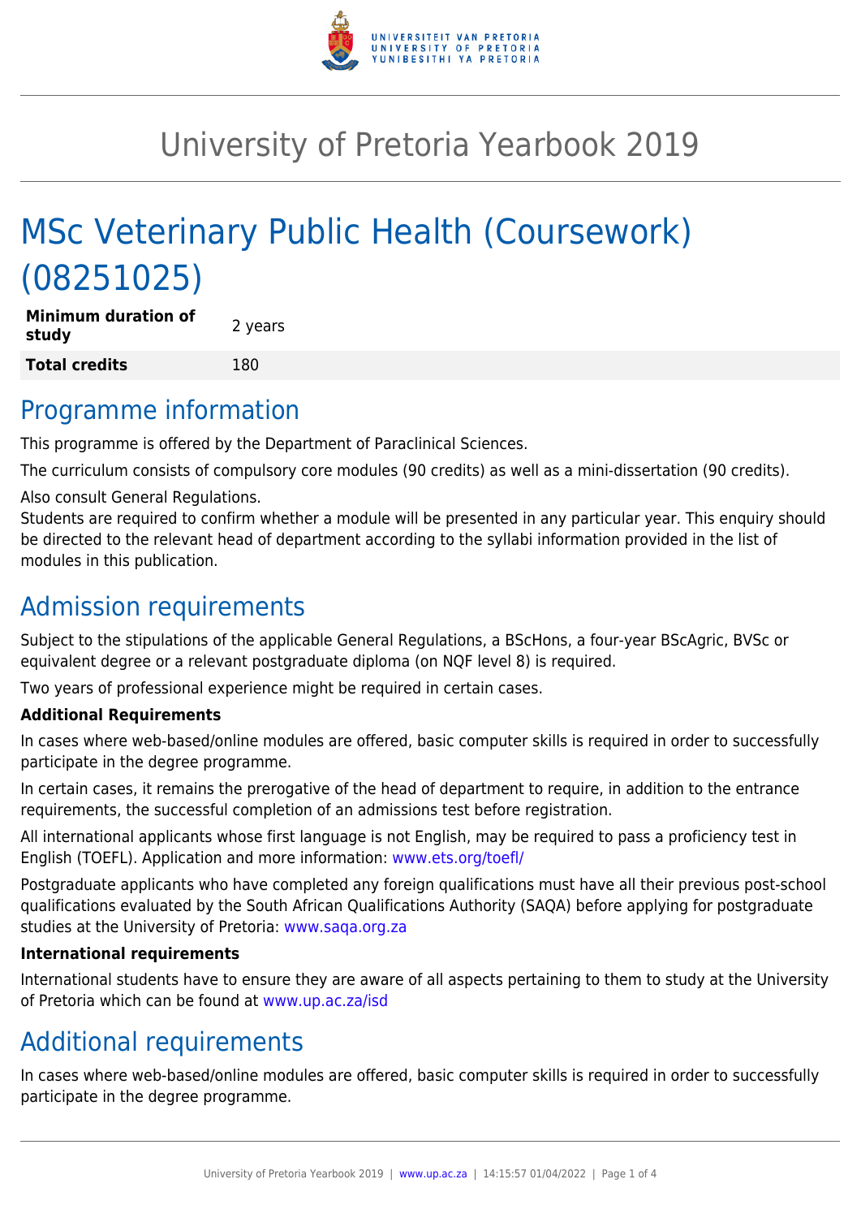# University of Pretoria Yearbook 2019

# MSc Veterinary Public Health (Coursework) (08251025)

| **Minimum duration of study** | 2 years |
|---|---|
| **Total credits** | 180 |

## Programme information

This programme is offered by the Department of Paraclinical Sciences.

The curriculum consists of compulsory core modules (90 credits) as well as a mini-dissertation (90 credits).

Also consult General Regulations.
Students are required to confirm whether a module will be presented in any particular year. This enquiry should be directed to the relevant head of department according to the syllabi information provided in the list of modules in this publication.

## Admission requirements

Subject to the stipulations of the applicable General Regulations, a BScHons, a four-year BScAgric, BVSc or equivalent degree or a relevant postgraduate diploma (on NQF level 8) is required.

Two years of professional experience might be required in certain cases.

**Additional Requirements**

In cases where web-based/online modules are offered, basic computer skills is required in order to successfully participate in the degree programme.

In certain cases, it remains the prerogative of the head of department to require, in addition to the entrance requirements, the successful completion of an admissions test before registration.

All international applicants whose first language is not English, may be required to pass a proficiency test in English (TOEFL). Application and more information: www.ets.org/toefl/

Postgraduate applicants who have completed any foreign qualifications must have all their previous post-school qualifications evaluated by the South African Qualifications Authority (SAQA) before applying for postgraduate studies at the University of Pretoria: www.saqa.org.za

**International requirements**

International students have to ensure they are aware of all aspects pertaining to them to study at the University of Pretoria which can be found at www.up.ac.za/isd

## Additional requirements

In cases where web-based/online modules are offered, basic computer skills is required in order to successfully participate in the degree programme.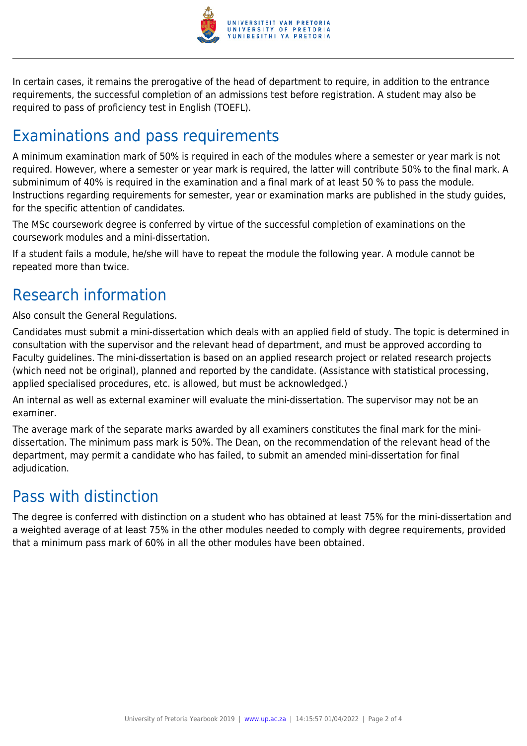In certain cases, it remains the prerogative of the head of department to require, in addition to the entrance requirements, the successful completion of an admissions test before registration. A student may also be required to pass of proficiency test in English (TOEFL).

## Examinations and pass requirements

A minimum examination mark of 50% is required in each of the modules where a semester or year mark is not required. However, where a semester or year mark is required, the latter will contribute 50% to the final mark. A subminimum of 40% is required in the examination and a final mark of at least 50 % to pass the module. Instructions regarding requirements for semester, year or examination marks are published in the study guides, for the specific attention of candidates.

The MSc coursework degree is conferred by virtue of the successful completion of examinations on the coursework modules and a mini-dissertation.

If a student fails a module, he/she will have to repeat the module the following year. A module cannot be repeated more than twice.

## Research information

Also consult the General Regulations.

Candidates must submit a mini-dissertation which deals with an applied field of study. The topic is determined in consultation with the supervisor and the relevant head of department, and must be approved according to Faculty guidelines. The mini-dissertation is based on an applied research project or related research projects (which need not be original), planned and reported by the candidate. (Assistance with statistical processing, applied specialised procedures, etc. is allowed, but must be acknowledged.)

An internal as well as external examiner will evaluate the mini-dissertation. The supervisor may not be an examiner.

The average mark of the separate marks awarded by all examiners constitutes the final mark for the mini-dissertation. The minimum pass mark is 50%. The Dean, on the recommendation of the relevant head of the department, may permit a candidate who has failed, to submit an amended mini-dissertation for final adjudication.

## Pass with distinction

The degree is conferred with distinction on a student who has obtained at least 75% for the mini-dissertation and a weighted average of at least 75% in the other modules needed to comply with degree requirements, provided that a minimum pass mark of 60% in all the other modules have been obtained.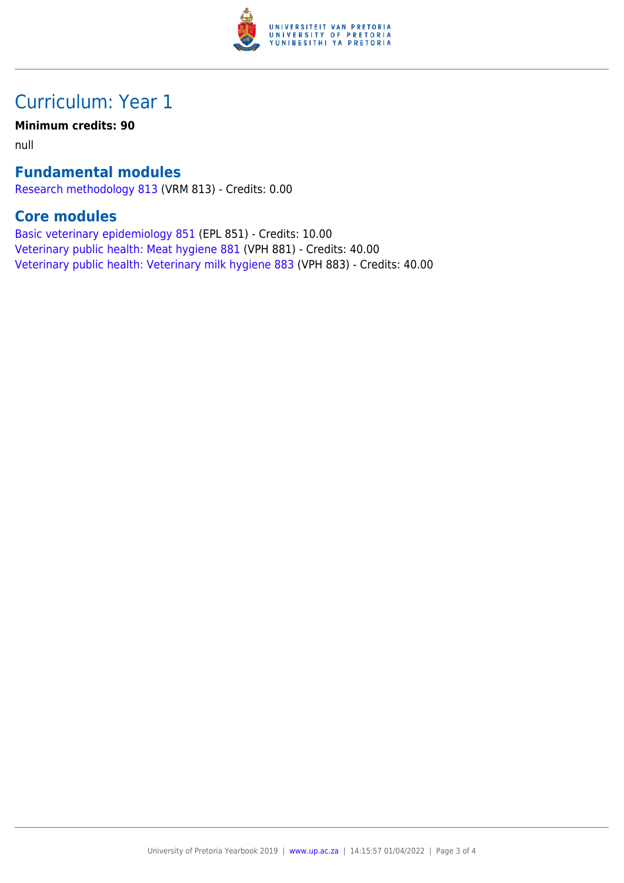# Curriculum: Year 1

**Minimum credits: 90**

null

## Fundamental modules

Research methodology 813 (VRM 813) - Credits: 0.00

## Core modules

Basic veterinary epidemiology 851 (EPL 851) - Credits: 10.00
Veterinary public health: Meat hygiene 881 (VPH 881) - Credits: 40.00
Veterinary public health: Veterinary milk hygiene 883 (VPH 883) - Credits: 40.00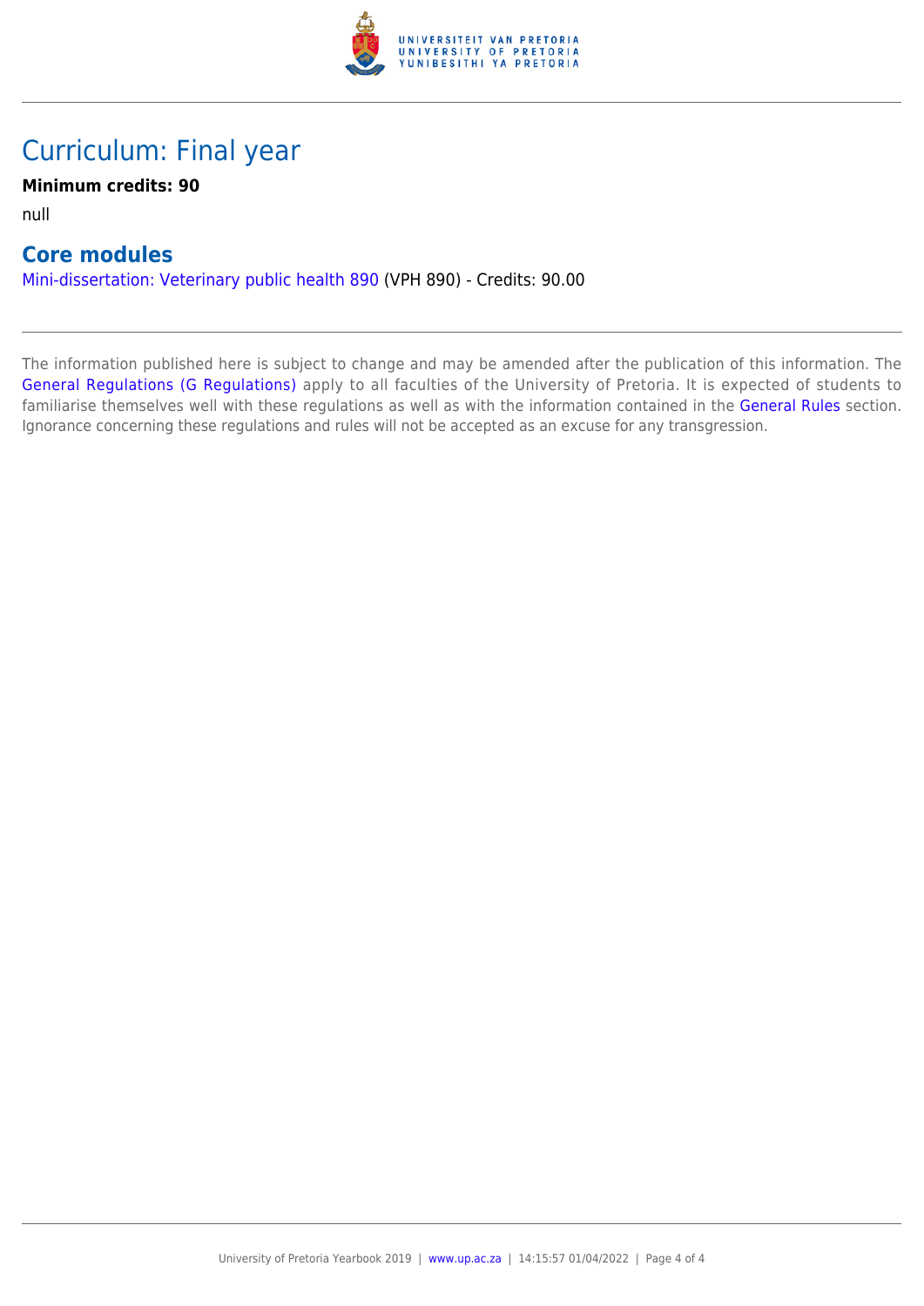## Curriculum: Final year

**Minimum credits: 90**

null

### Core modules

Mini-dissertation: Veterinary public health 890 (VPH 890) - Credits: 90.00

The information published here is subject to change and may be amended after the publication of this information. The General Regulations (G Regulations) apply to all faculties of the University of Pretoria. It is expected of students to familiarise themselves well with these regulations as well as with the information contained in the General Rules section. Ignorance concerning these regulations and rules will not be accepted as an excuse for any transgression.